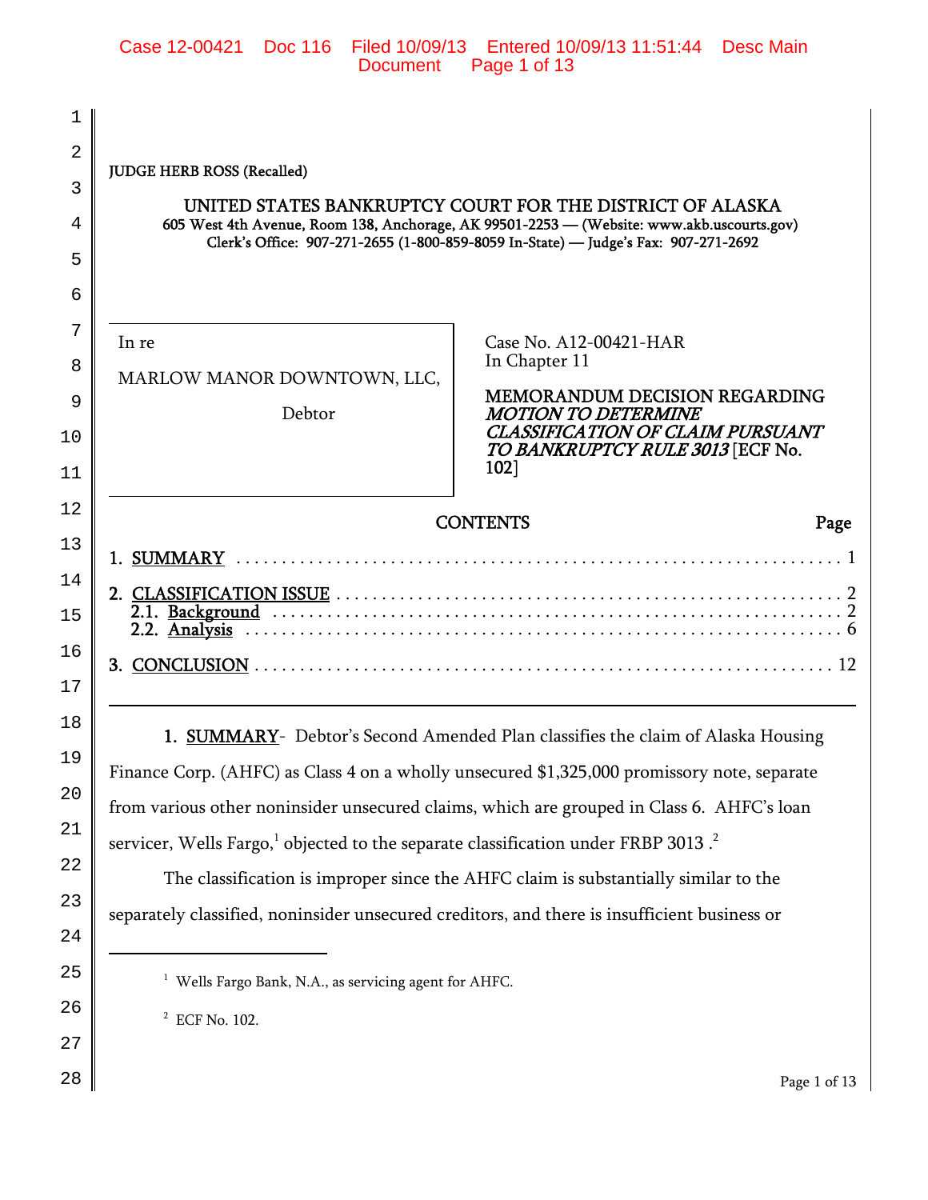JUDGE HERB ROSS (Recalled)

# UNITED STATES BANKRUPTCY COURT FOR THE DISTRICT OF ALASKA

605 West 4th Avenue, Room 138, Anchorage, AK 99501-2253 — (Website: www.akb.uscourts.gov)
Clerk's Office: 907-271-2655 (1-800-859-8059 In-State) — Judge's Fax: 907-271-2692

| | |
|---|---|
| In re<br><br>MARLOW MANOR DOWNTOWN, LLC,<br><br>Debtor | Case No. A12-00421-HAR<br>In Chapter 11<br><br>**MEMORANDUM DECISION REGARDING *MOTION TO DETERMINE CLASSIFICATION OF CLAIM PURSUANT TO BANKRUPTCY RULE 3013* [ECF No. 102]** |

**CONTENTS** — Page

1. SUMMARY . . . 1
2. CLASSIFICATION ISSUE . . . 2
   - 2.1. Background . . . 2
   - 2.2. Analysis . . . 6
3. CONCLUSION . . . 12

---

**1. SUMMARY**- Debtor's Second Amended Plan classifies the claim of Alaska Housing Finance Corp. (AHFC) as Class 4 on a wholly unsecured $1,325,000 promissory note, separate from various other noninsider unsecured claims, which are grouped in Class 6. AHFC's loan servicer, Wells Fargo,[1] objected to the separate classification under FRBP 3013 .[2]

The classification is improper since the AHFC claim is substantially similar to the separately classified, noninsider unsecured creditors, and there is insufficient business or

---

[1] Wells Fargo Bank, N.A., as servicing agent for AHFC.

[2] ECF No. 102.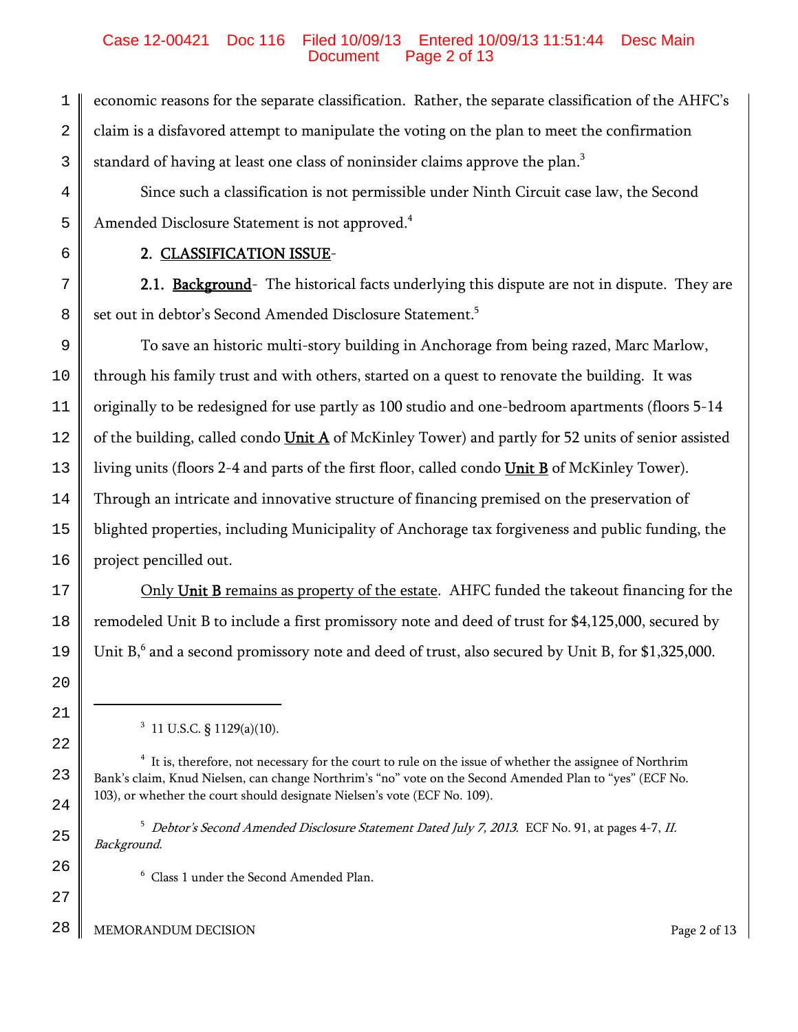economic reasons for the separate classification. Rather, the separate classification of the AHFC's claim is a disfavored attempt to manipulate the voting on the plan to meet the confirmation standard of having at least one class of noninsider claims approve the plan.[3]

Since such a classification is not permissible under Ninth Circuit case law, the Second Amended Disclosure Statement is not approved.[4]

**2. CLASSIFICATION ISSUE**-

**2.1. Background**- The historical facts underlying this dispute are not in dispute. They are set out in debtor's Second Amended Disclosure Statement.[5]

To save an historic multi-story building in Anchorage from being razed, Marc Marlow, through his family trust and with others, started on a quest to renovate the building. It was originally to be redesigned for use partly as 100 studio and one-bedroom apartments (floors 5-14 of the building, called condo **Unit A** of McKinley Tower) and partly for 52 units of senior assisted living units (floors 2-4 and parts of the first floor, called condo **Unit B** of McKinley Tower). Through an intricate and innovative structure of financing premised on the preservation of blighted properties, including Municipality of Anchorage tax forgiveness and public funding, the project pencilled out.

Only **Unit B** remains as property of the estate. AHFC funded the takeout financing for the remodeled Unit B to include a first promissory note and deed of trust for $4,125,000, secured by Unit B,[6] and a second promissory note and deed of trust, also secured by Unit B, for $1,325,000.

---

[3] 11 U.S.C. § 1129(a)(10).

[4] It is, therefore, not necessary for the court to rule on the issue of whether the assignee of Northrim Bank's claim, Knud Nielsen, can change Northrim's "no" vote on the Second Amended Plan to "yes" (ECF No. 103), or whether the court should designate Nielsen's vote (ECF No. 109).

[5] *Debtor's Second Amended Disclosure Statement Dated July 7, 2013*. ECF No. 91, at pages 4-7, *II. Background*.

[6] Class 1 under the Second Amended Plan.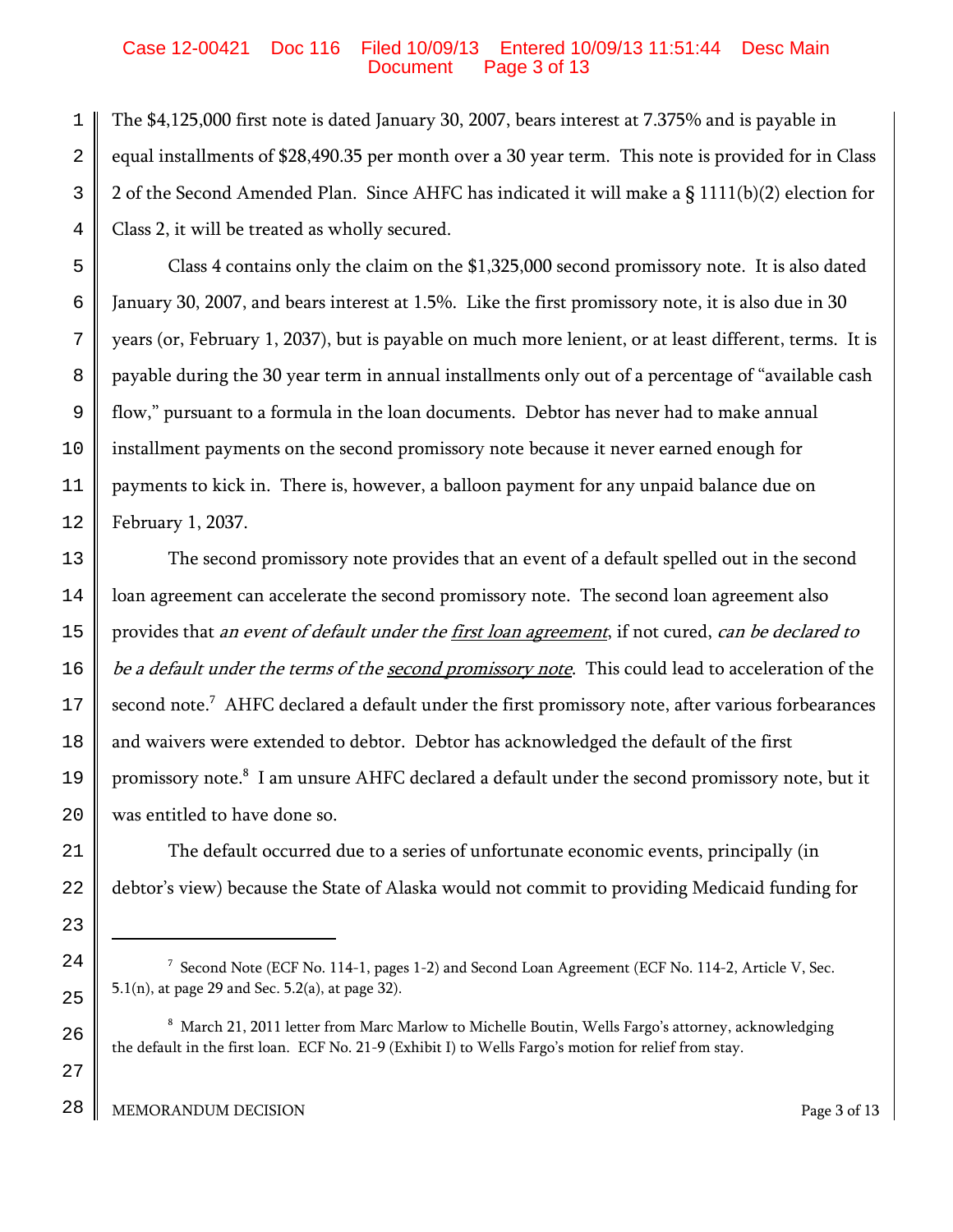The $4,125,000 first note is dated January 30, 2007, bears interest at 7.375% and is payable in equal installments of $28,490.35 per month over a 30 year term. This note is provided for in Class 2 of the Second Amended Plan. Since AHFC has indicated it will make a § 1111(b)(2) election for Class 2, it will be treated as wholly secured.

Class 4 contains only the claim on the $1,325,000 second promissory note. It is also dated January 30, 2007, and bears interest at 1.5%. Like the first promissory note, it is also due in 30 years (or, February 1, 2037), but is payable on much more lenient, or at least different, terms. It is payable during the 30 year term in annual installments only out of a percentage of "available cash flow," pursuant to a formula in the loan documents. Debtor has never had to make annual installment payments on the second promissory note because it never earned enough for payments to kick in. There is, however, a balloon payment for any unpaid balance due on February 1, 2037.

The second promissory note provides that an event of a default spelled out in the second loan agreement can accelerate the second promissory note. The second loan agreement also provides that *an event of default under the first loan agreement*, if not cured, *can be declared to be a default under the terms of the second promissory note*. This could lead to acceleration of the second note.[7] AHFC declared a default under the first promissory note, after various forbearances and waivers were extended to debtor. Debtor has acknowledged the default of the first promissory note.[8] I am unsure AHFC declared a default under the second promissory note, but it was entitled to have done so.

The default occurred due to a series of unfortunate economic events, principally (in debtor's view) because the State of Alaska would not commit to providing Medicaid funding for

---

[7] Second Note (ECF No. 114-1, pages 1-2) and Second Loan Agreement (ECF No. 114-2, Article V, Sec. 5.1(n), at page 29 and Sec. 5.2(a), at page 32).

[8] March 21, 2011 letter from Marc Marlow to Michelle Boutin, Wells Fargo's attorney, acknowledging the default in the first loan. ECF No. 21-9 (Exhibit I) to Wells Fargo's motion for relief from stay.

MEMORANDUM DECISION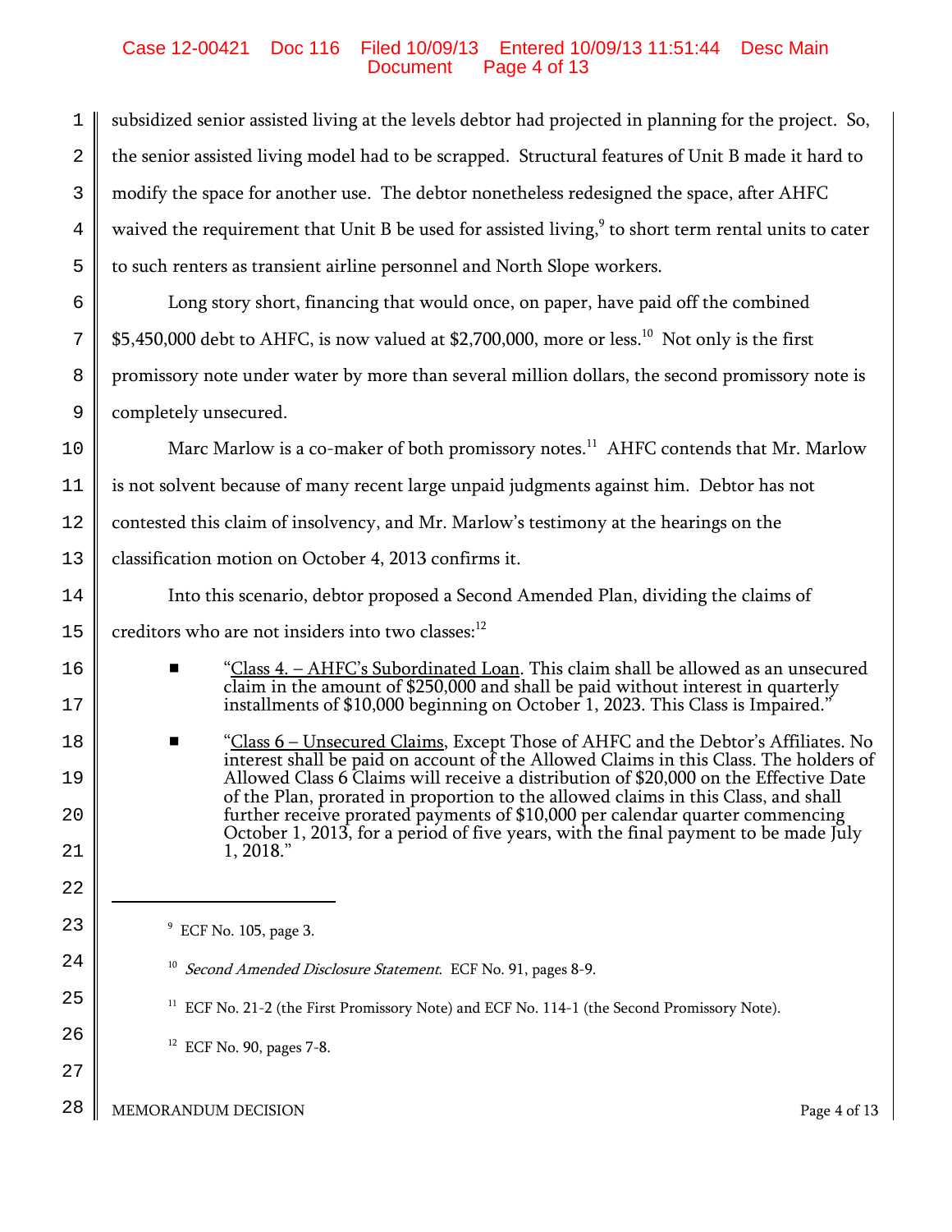subsidized senior assisted living at the levels debtor had projected in planning for the project. So, the senior assisted living model had to be scrapped. Structural features of Unit B made it hard to modify the space for another use. The debtor nonetheless redesigned the space, after AHFC waived the requirement that Unit B be used for assisted living,[9] to short term rental units to cater to such renters as transient airline personnel and North Slope workers.

Long story short, financing that would once, on paper, have paid off the combined $5,450,000 debt to AHFC, is now valued at $2,700,000, more or less.[10] Not only is the first promissory note under water by more than several million dollars, the second promissory note is completely unsecured.

Marc Marlow is a co-maker of both promissory notes.[11] AHFC contends that Mr. Marlow is not solvent because of many recent large unpaid judgments against him. Debtor has not contested this claim of insolvency, and Mr. Marlow's testimony at the hearings on the classification motion on October 4, 2013 confirms it.

Into this scenario, debtor proposed a Second Amended Plan, dividing the claims of creditors who are not insiders into two classes:[12]

- "<u>Class 4. – AHFC's Subordinated Loan</u>. This claim shall be allowed as an unsecured claim in the amount of $250,000 and shall be paid without interest in quarterly installments of $10,000 beginning on October 1, 2023. This Class is Impaired."

- "<u>Class 6 – Unsecured Claims</u>, Except Those of AHFC and the Debtor's Affiliates. No interest shall be paid on account of the Allowed Claims in this Class. The holders of Allowed Class 6 Claims will receive a distribution of $20,000 on the Effective Date of the Plan, prorated in proportion to the allowed claims in this Class, and shall further receive prorated payments of $10,000 per calendar quarter commencing October 1, 2013, for a period of five years, with the final payment to be made July 1, 2018."

---

[9] ECF No. 105, page 3.

[10] *Second Amended Disclosure Statement*. ECF No. 91, pages 8-9.

[11] ECF No. 21-2 (the First Promissory Note) and ECF No. 114-1 (the Second Promissory Note).

[12] ECF No. 90, pages 7-8.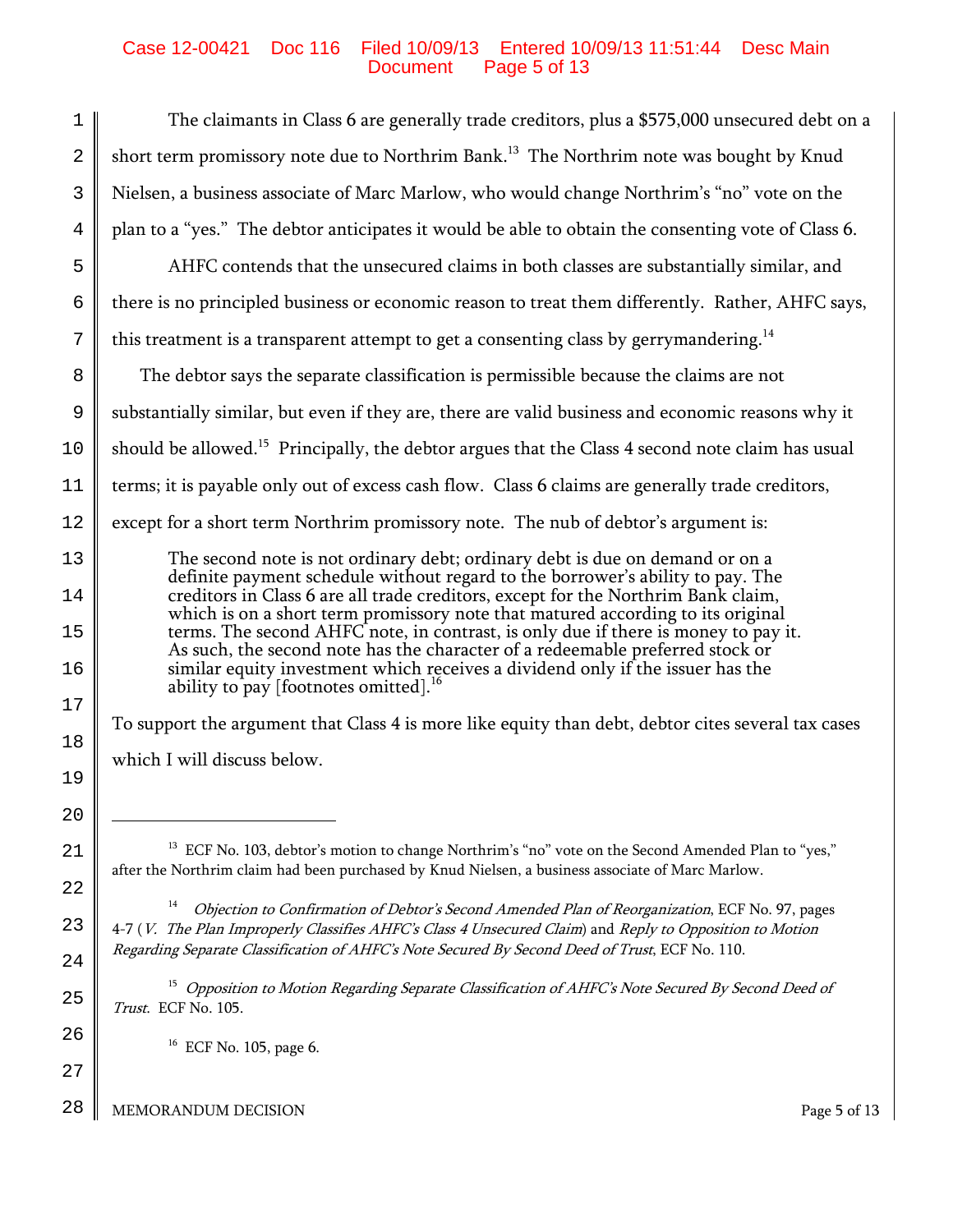The claimants in Class 6 are generally trade creditors, plus a $575,000 unsecured debt on a short term promissory note due to Northrim Bank.[13] The Northrim note was bought by Knud Nielsen, a business associate of Marc Marlow, who would change Northrim's "no" vote on the plan to a "yes." The debtor anticipates it would be able to obtain the consenting vote of Class 6.

AHFC contends that the unsecured claims in both classes are substantially similar, and there is no principled business or economic reason to treat them differently. Rather, AHFC says, this treatment is a transparent attempt to get a consenting class by gerrymandering.[14]

The debtor says the separate classification is permissible because the claims are not substantially similar, but even if they are, there are valid business and economic reasons why it should be allowed.[15] Principally, the debtor argues that the Class 4 second note claim has usual terms; it is payable only out of excess cash flow. Class 6 claims are generally trade creditors, except for a short term Northrim promissory note. The nub of debtor's argument is:

> The second note is not ordinary debt; ordinary debt is due on demand or on a definite payment schedule without regard to the borrower's ability to pay. The creditors in Class 6 are all trade creditors, except for the Northrim Bank claim, which is on a short term promissory note that matured according to its original terms. The second AHFC note, in contrast, is only due if there is money to pay it. As such, the second note has the character of a redeemable preferred stock or similar equity investment which receives a dividend only if the issuer has the ability to pay [footnotes omitted].[16]

To support the argument that Class 4 is more like equity than debt, debtor cites several tax cases which I will discuss below.

---

[13] ECF No. 103, debtor's motion to change Northrim's "no" vote on the Second Amended Plan to "yes," after the Northrim claim had been purchased by Knud Nielsen, a business associate of Marc Marlow.

[14] *Objection to Confirmation of Debtor's Second Amended Plan of Reorganization*, ECF No. 97, pages 4-7 (*V. The Plan Improperly Classifies AHFC's Class 4 Unsecured Claim*) and *Reply to Opposition to Motion Regarding Separate Classification of AHFC's Note Secured By Second Deed of Trust*, ECF No. 110.

[15] *Opposition to Motion Regarding Separate Classification of AHFC's Note Secured By Second Deed of Trust*. ECF No. 105.

[16] ECF No. 105, page 6.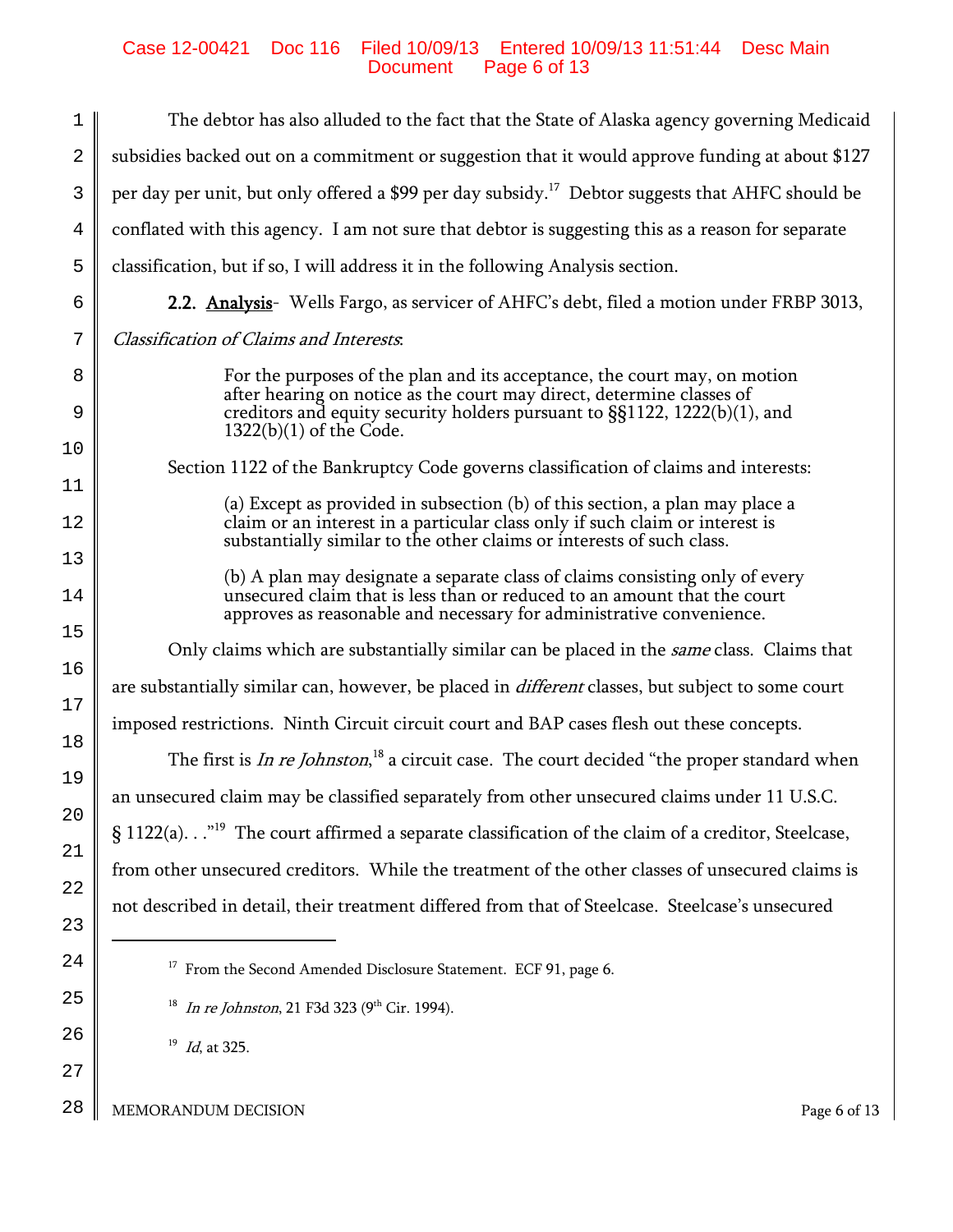The debtor has also alluded to the fact that the State of Alaska agency governing Medicaid subsidies backed out on a commitment or suggestion that it would approve funding at about $127 per day per unit, but only offered a $99 per day subsidy.[17] Debtor suggests that AHFC should be conflated with this agency. I am not sure that debtor is suggesting this as a reason for separate classification, but if so, I will address it in the following Analysis section.

**2.2. Analysis**- Wells Fargo, as servicer of AHFC's debt, filed a motion under FRBP 3013, *Classification of Claims and Interests*:

> For the purposes of the plan and its acceptance, the court may, on motion after hearing on notice as the court may direct, determine classes of creditors and equity security holders pursuant to §§1122, 1222(b)(1), and 1322(b)(1) of the Code.

Section 1122 of the Bankruptcy Code governs classification of claims and interests:

> (a) Except as provided in subsection (b) of this section, a plan may place a claim or an interest in a particular class only if such claim or interest is substantially similar to the other claims or interests of such class.
>
> (b) A plan may designate a separate class of claims consisting only of every unsecured claim that is less than or reduced to an amount that the court approves as reasonable and necessary for administrative convenience.

Only claims which are substantially similar can be placed in the *same* class. Claims that are substantially similar can, however, be placed in *different* classes, but subject to some court imposed restrictions. Ninth Circuit circuit court and BAP cases flesh out these concepts.

The first is *In re Johnston*,[18] a circuit case. The court decided "the proper standard when an unsecured claim may be classified separately from other unsecured claims under 11 U.S.C. § 1122(a). . ."[19] The court affirmed a separate classification of the claim of a creditor, Steelcase, from other unsecured creditors. While the treatment of the other classes of unsecured claims is not described in detail, their treatment differed from that of Steelcase. Steelcase's unsecured

---

[17] From the Second Amended Disclosure Statement. ECF 91, page 6.

[18] *In re Johnston*, 21 F3d 323 (9th Cir. 1994).

[19] *Id*, at 325.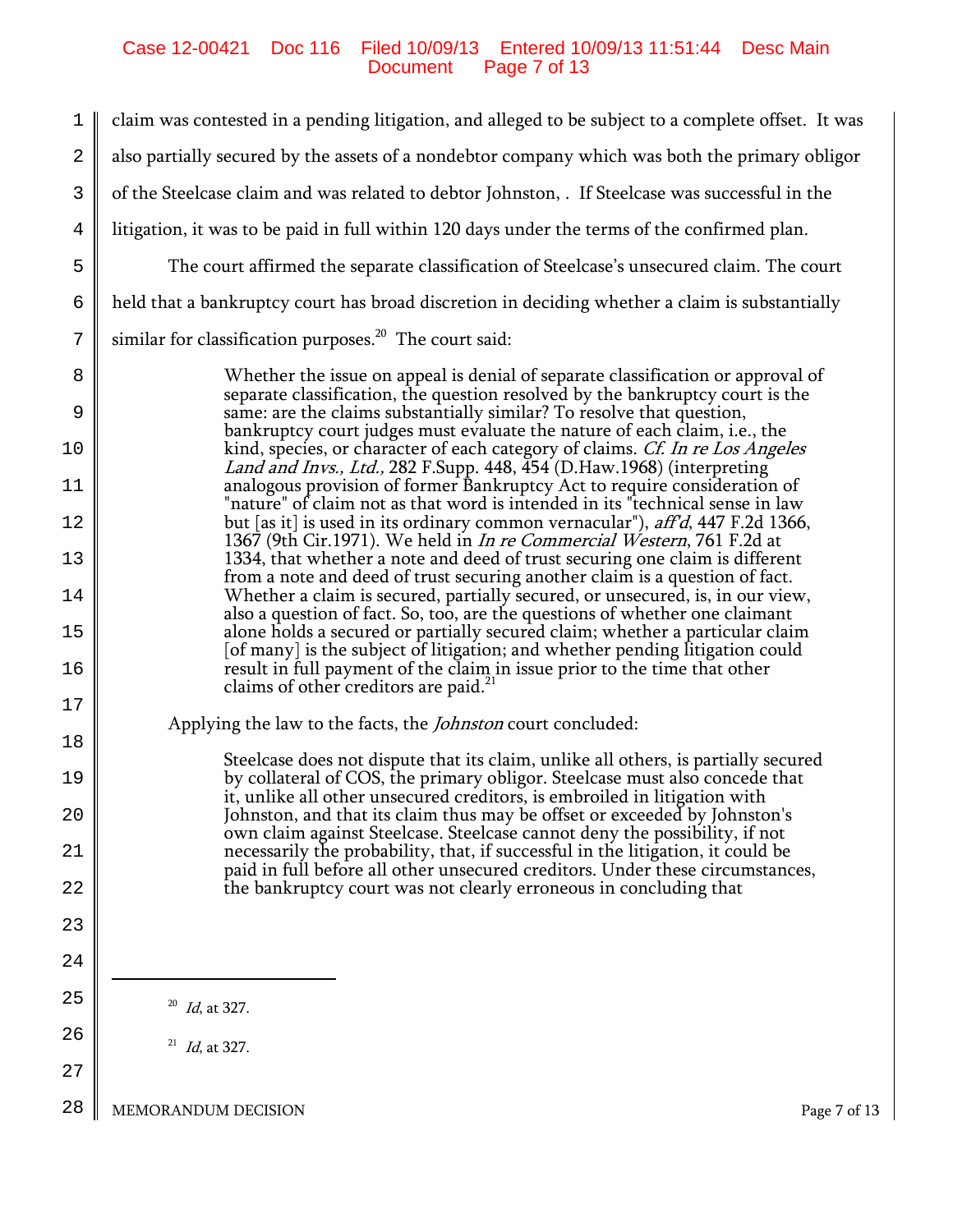claim was contested in a pending litigation, and alleged to be subject to a complete offset. It was also partially secured by the assets of a nondebtor company which was both the primary obligor of the Steelcase claim and was related to debtor Johnston, . If Steelcase was successful in the litigation, it was to be paid in full within 120 days under the terms of the confirmed plan.

The court affirmed the separate classification of Steelcase's unsecured claim. The court held that a bankruptcy court has broad discretion in deciding whether a claim is substantially similar for classification purposes.[20] The court said:

> Whether the issue on appeal is denial of separate classification or approval of separate classification, the question resolved by the bankruptcy court is the same: are the claims substantially similar? To resolve that question, bankruptcy court judges must evaluate the nature of each claim, i.e., the kind, species, or character of each category of claims. *Cf. In re Los Angeles Land and Invs., Ltd.,* 282 F.Supp. 448, 454 (D.Haw.1968) (interpreting analogous provision of former Bankruptcy Act to require consideration of "nature" of claim not as that word is intended in its "technical sense in law but [as it] is used in its ordinary common vernacular"), *aff'd*, 447 F.2d 1366, 1367 (9th Cir.1971). We held in *In re Commercial Western*, 761 F.2d at 1334, that whether a note and deed of trust securing one claim is different from a note and deed of trust securing another claim is a question of fact. Whether a claim is secured, partially secured, or unsecured, is, in our view, also a question of fact. So, too, are the questions of whether one claimant alone holds a secured or partially secured claim; whether a particular claim [of many] is the subject of litigation; and whether pending litigation could result in full payment of the claim in issue prior to the time that other claims of other creditors are paid.[21]

Applying the law to the facts, the *Johnston* court concluded:

> Steelcase does not dispute that its claim, unlike all others, is partially secured by collateral of COS, the primary obligor. Steelcase must also concede that it, unlike all other unsecured creditors, is embroiled in litigation with Johnston, and that its claim thus may be offset or exceeded by Johnston's own claim against Steelcase. Steelcase cannot deny the possibility, if not necessarily the probability, that, if successful in the litigation, it could be paid in full before all other unsecured creditors. Under these circumstances, the bankruptcy court was not clearly erroneous in concluding that

---

[20] *Id*, at 327.

[21] *Id*, at 327.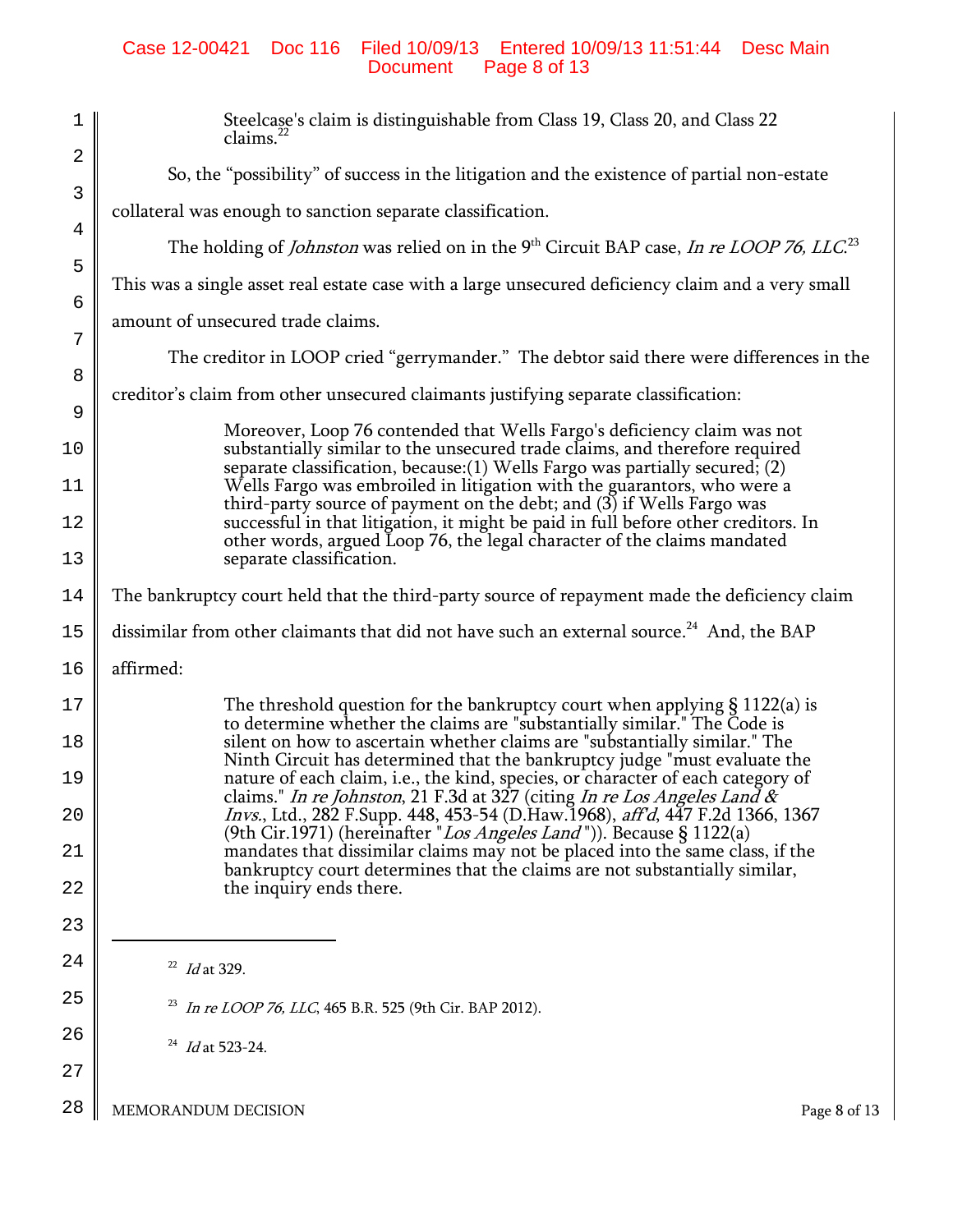> Steelcase's claim is distinguishable from Class 19, Class 20, and Class 22 claims.[22]

So, the "possibility" of success in the litigation and the existence of partial non-estate collateral was enough to sanction separate classification.

The holding of *Johnston* was relied on in the 9th Circuit BAP case, *In re LOOP 76, LLC*.[23] This was a single asset real estate case with a large unsecured deficiency claim and a very small amount of unsecured trade claims.

The creditor in LOOP cried "gerrymander." The debtor said there were differences in the creditor's claim from other unsecured claimants justifying separate classification:

> Moreover, Loop 76 contended that Wells Fargo's deficiency claim was not substantially similar to the unsecured trade claims, and therefore required separate classification, because:(1) Wells Fargo was partially secured; (2) Wells Fargo was embroiled in litigation with the guarantors, who were a third-party source of payment on the debt; and (3) if Wells Fargo was successful in that litigation, it might be paid in full before other creditors. In other words, argued Loop 76, the legal character of the claims mandated separate classification.

The bankruptcy court held that the third-party source of repayment made the deficiency claim dissimilar from other claimants that did not have such an external source.[24] And, the BAP affirmed:

> The threshold question for the bankruptcy court when applying § 1122(a) is to determine whether the claims are "substantially similar." The Code is silent on how to ascertain whether claims are "substantially similar." The Ninth Circuit has determined that the bankruptcy judge "must evaluate the nature of each claim, i.e., the kind, species, or character of each category of claims." *In re Johnston*, 21 F.3d at 327 (citing *In re Los Angeles Land & Invs.*, Ltd., 282 F.Supp. 448, 453-54 (D.Haw.1968), *aff'd*, 447 F.2d 1366, 1367 (9th Cir.1971) (hereinafter "*Los Angeles Land*")). Because § 1122(a) mandates that dissimilar claims may not be placed into the same class, if the bankruptcy court determines that the claims are not substantially similar, the inquiry ends there.

---

[22] *Id* at 329.

[23] *In re LOOP 76, LLC*, 465 B.R. 525 (9th Cir. BAP 2012).

[24] *Id* at 523-24.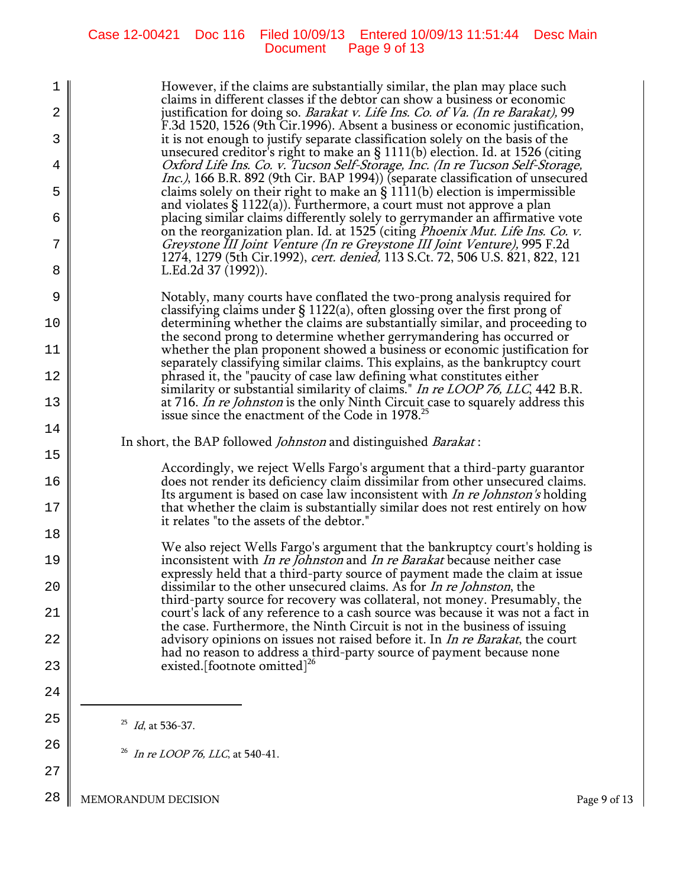> However, if the claims are substantially similar, the plan may place such claims in different classes if the debtor can show a business or economic justification for doing so. *Barakat v. Life Ins. Co. of Va. (In re Barakat),* 99 F.3d 1520, 1526 (9th Cir.1996). Absent a business or economic justification, it is not enough to justify separate classification solely on the basis of the unsecured creditor's right to make an § 1111(b) election. Id. at 1526 (citing *Oxford Life Ins. Co. v. Tucson Self-Storage, Inc. (In re Tucson Self-Storage, Inc.)*, 166 B.R. 892 (9th Cir. BAP 1994)) (separate classification of unsecured claims solely on their right to make an § 1111(b) election is impermissible and violates § 1122(a)). Furthermore, a court must not approve a plan placing similar claims differently solely to gerrymander an affirmative vote on the reorganization plan. Id. at 1525 (citing *Phoenix Mut. Life Ins. Co. v. Greystone III Joint Venture (In re Greystone III Joint Venture),* 995 F.2d 1274, 1279 (5th Cir.1992), *cert. denied,* 113 S.Ct. 72, 506 U.S. 821, 822, 121 L.Ed.2d 37 (1992)).
>
> Notably, many courts have conflated the two-prong analysis required for classifying claims under § 1122(a), often glossing over the first prong of determining whether the claims are substantially similar, and proceeding to the second prong to determine whether gerrymandering has occurred or whether the plan proponent showed a business or economic justification for separately classifying similar claims. This explains, as the bankruptcy court phrased it, the "paucity of case law defining what constitutes either similarity or substantial similarity of claims." *In re LOOP 76, LLC*, 442 B.R. at 716. *In re Johnston* is the only Ninth Circuit case to squarely address this issue since the enactment of the Code in 1978.[25]

In short, the BAP followed *Johnston* and distinguished *Barakat* :

> Accordingly, we reject Wells Fargo's argument that a third-party guarantor does not render its deficiency claim dissimilar from other unsecured claims. Its argument is based on case law inconsistent with *In re Johnston's* holding that whether the claim is substantially similar does not rest entirely on how it relates "to the assets of the debtor."
>
> We also reject Wells Fargo's argument that the bankruptcy court's holding is inconsistent with *In re Johnston* and *In re Barakat* because neither case expressly held that a third-party source of payment made the claim at issue dissimilar to the other unsecured claims. As for *In re Johnston*, the third-party source for recovery was collateral, not money. Presumably, the court's lack of any reference to a cash source was because it was not a fact in the case. Furthermore, the Ninth Circuit is not in the business of issuing advisory opinions on issues not raised before it. In *In re Barakat*, the court had no reason to address a third-party source of payment because none existed.[footnote omitted][26]

---

[25] *Id*, at 536-37.

[26] *In re LOOP 76, LLC*, at 540-41.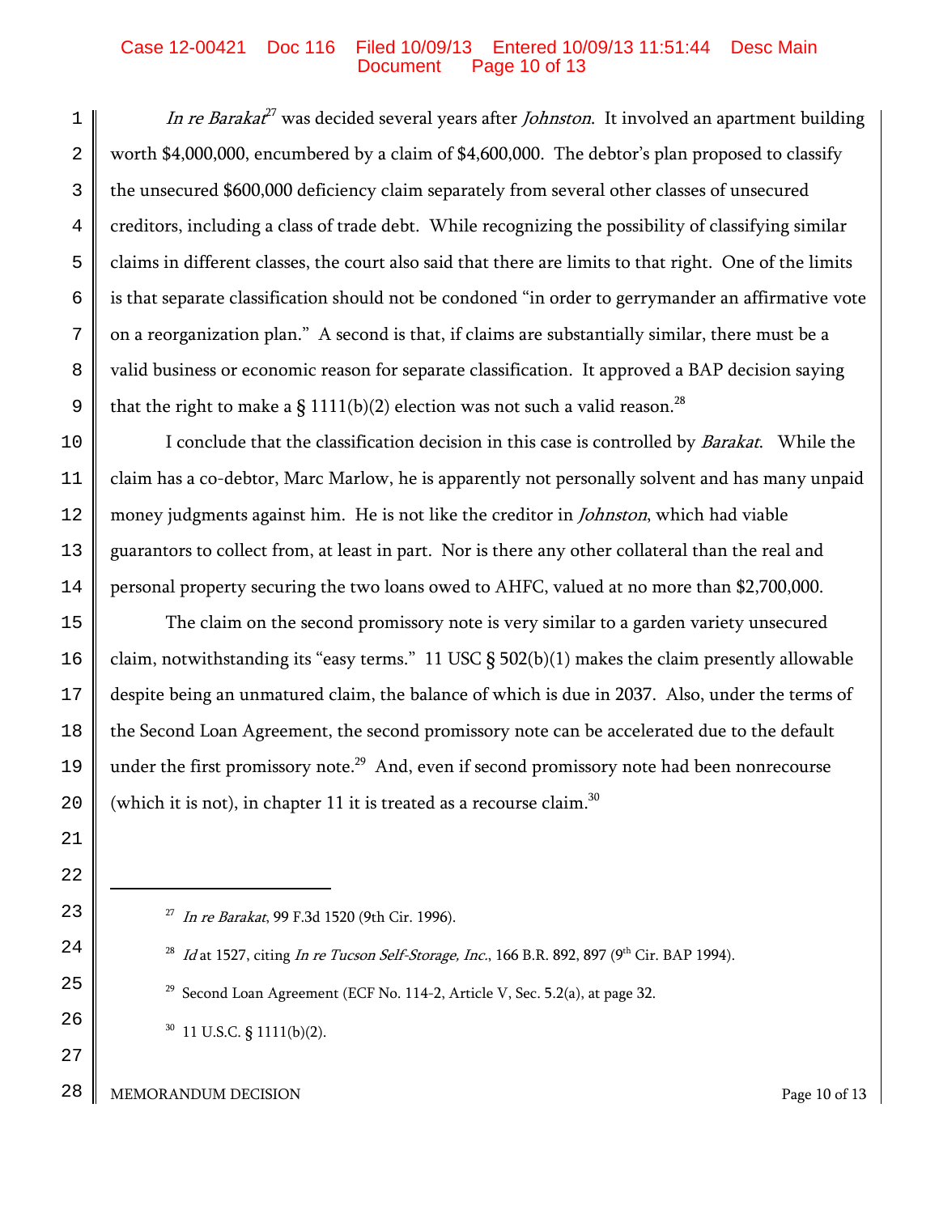*In re Barakat*[27] was decided several years after *Johnston*. It involved an apartment building worth $4,000,000, encumbered by a claim of $4,600,000. The debtor's plan proposed to classify the unsecured $600,000 deficiency claim separately from several other classes of unsecured creditors, including a class of trade debt. While recognizing the possibility of classifying similar claims in different classes, the court also said that there are limits to that right. One of the limits is that separate classification should not be condoned "in order to gerrymander an affirmative vote on a reorganization plan." A second is that, if claims are substantially similar, there must be a valid business or economic reason for separate classification. It approved a BAP decision saying that the right to make a § 1111(b)(2) election was not such a valid reason.[28]

I conclude that the classification decision in this case is controlled by *Barakat*. While the claim has a co-debtor, Marc Marlow, he is apparently not personally solvent and has many unpaid money judgments against him. He is not like the creditor in *Johnston*, which had viable guarantors to collect from, at least in part. Nor is there any other collateral than the real and personal property securing the two loans owed to AHFC, valued at no more than $2,700,000.

The claim on the second promissory note is very similar to a garden variety unsecured claim, notwithstanding its "easy terms." 11 USC § 502(b)(1) makes the claim presently allowable despite being an unmatured claim, the balance of which is due in 2037. Also, under the terms of the Second Loan Agreement, the second promissory note can be accelerated due to the default under the first promissory note.[29] And, even if second promissory note had been nonrecourse (which it is not), in chapter 11 it is treated as a recourse claim.[30]

---

[27] *In re Barakat*, 99 F.3d 1520 (9th Cir. 1996).

[28] *Id* at 1527, citing *In re Tucson Self-Storage, Inc.*, 166 B.R. 892, 897 (9th Cir. BAP 1994).

[29] Second Loan Agreement (ECF No. 114-2, Article V, Sec. 5.2(a), at page 32.

[30] 11 U.S.C. § 1111(b)(2).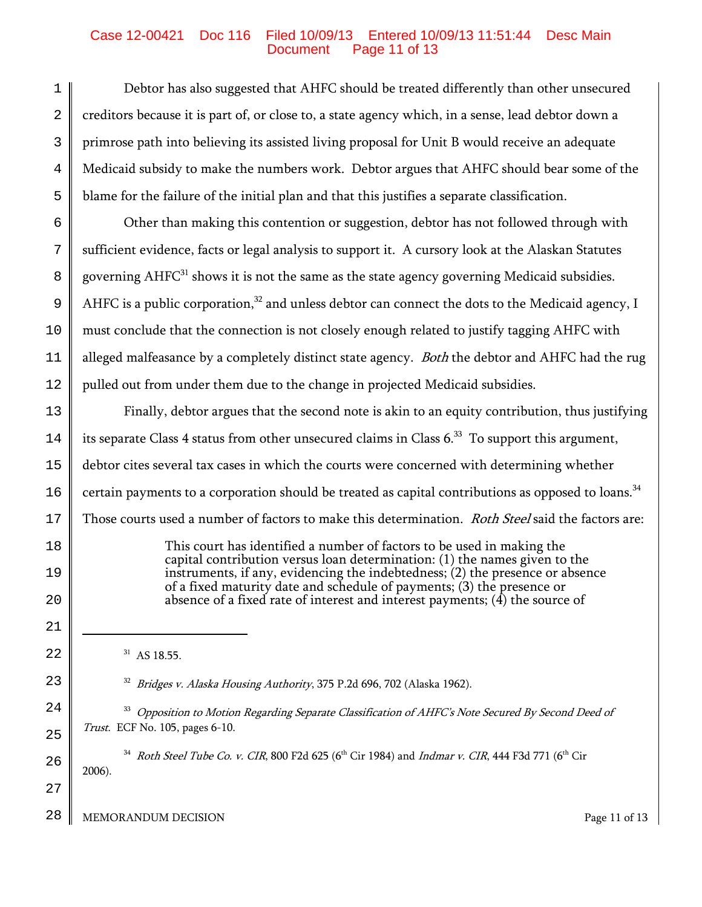Debtor has also suggested that AHFC should be treated differently than other unsecured creditors because it is part of, or close to, a state agency which, in a sense, lead debtor down a primrose path into believing its assisted living proposal for Unit B would receive an adequate Medicaid subsidy to make the numbers work. Debtor argues that AHFC should bear some of the blame for the failure of the initial plan and that this justifies a separate classification.

Other than making this contention or suggestion, debtor has not followed through with sufficient evidence, facts or legal analysis to support it. A cursory look at the Alaskan Statutes governing AHFC[31] shows it is not the same as the state agency governing Medicaid subsidies. AHFC is a public corporation,[32] and unless debtor can connect the dots to the Medicaid agency, I must conclude that the connection is not closely enough related to justify tagging AHFC with alleged malfeasance by a completely distinct state agency. *Both* the debtor and AHFC had the rug pulled out from under them due to the change in projected Medicaid subsidies.

Finally, debtor argues that the second note is akin to an equity contribution, thus justifying its separate Class 4 status from other unsecured claims in Class 6.[33] To support this argument, debtor cites several tax cases in which the courts were concerned with determining whether certain payments to a corporation should be treated as capital contributions as opposed to loans.[34] Those courts used a number of factors to make this determination. *Roth Steel* said the factors are:

> This court has identified a number of factors to be used in making the capital contribution versus loan determination: (1) the names given to the instruments, if any, evidencing the indebtedness; (2) the presence or absence of a fixed maturity date and schedule of payments; (3) the presence or absence of a fixed rate of interest and interest payments; (4) the source of

---

[31] AS 18.55.

[32] *Bridges v. Alaska Housing Authority*, 375 P.2d 696, 702 (Alaska 1962).

[33] *Opposition to Motion Regarding Separate Classification of AHFC's Note Secured By Second Deed of Trust*. ECF No. 105, pages 6-10.

[34] *Roth Steel Tube Co. v. CIR*, 800 F2d 625 (6th Cir 1984) and *Indmar v. CIR*, 444 F3d 771 (6th Cir 2006).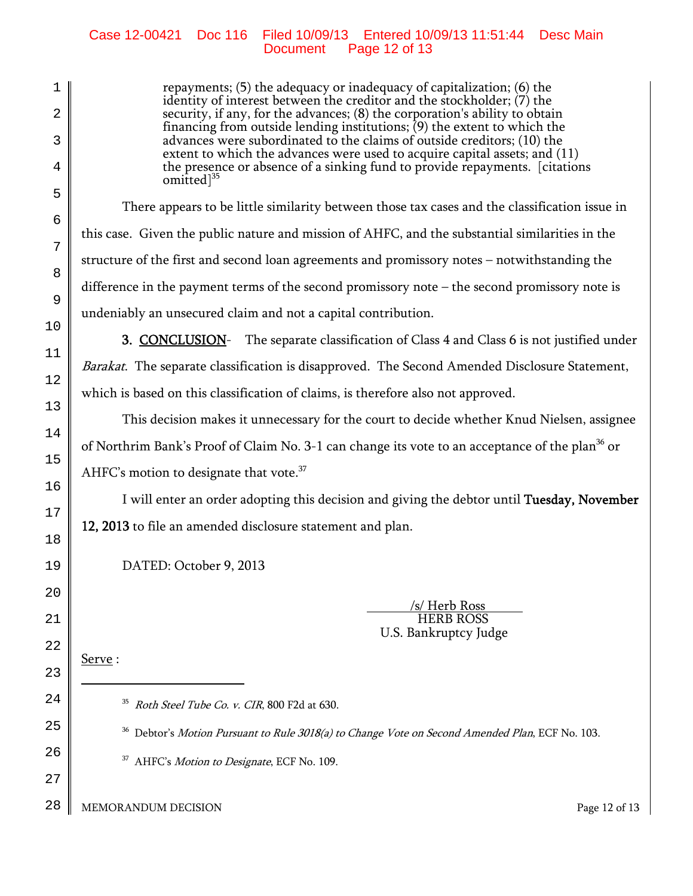repayments; (5) the adequacy or inadequacy of capitalization; (6) the identity of interest between the creditor and the stockholder; (7) the security, if any, for the advances; (8) the corporation's ability to obtain financing from outside lending institutions; (9) the extent to which the advances were subordinated to the claims of outside creditors; (10) the extent to which the advances were used to acquire capital assets; and (11) the presence or absence of a sinking fund to provide repayments. [citations omitted][35]

There appears to be little similarity between those tax cases and the classification issue in this case. Given the public nature and mission of AHFC, and the substantial similarities in the structure of the first and second loan agreements and promissory notes – notwithstanding the difference in the payment terms of the second promissory note – the second promissory note is undeniably an unsecured claim and not a capital contribution.

**3. <u>CONCLUSION</u>**- The separate classification of Class 4 and Class 6 is not justified under *Barakat*. The separate classification is disapproved. The Second Amended Disclosure Statement, which is based on this classification of claims, is therefore also not approved.

This decision makes it unnecessary for the court to decide whether Knud Nielsen, assignee of Northrim Bank's Proof of Claim No. 3-1 can change its vote to an acceptance of the plan[36] or AHFC's motion to designate that vote.[37]

I will enter an order adopting this decision and giving the debtor until **Tuesday, November 12, 2013** to file an amended disclosure statement and plan.

DATED: October 9, 2013

/s/ Herb Ross
HERB ROSS
U.S. Bankruptcy Judge

<u>Serve</u> :

---

[35] *Roth Steel Tube Co. v. CIR*, 800 F2d at 630.

[36] Debtor's *Motion Pursuant to Rule 3018(a) to Change Vote on Second Amended Plan*, ECF No. 103.

[37] AHFC's *Motion to Designate*, ECF No. 109.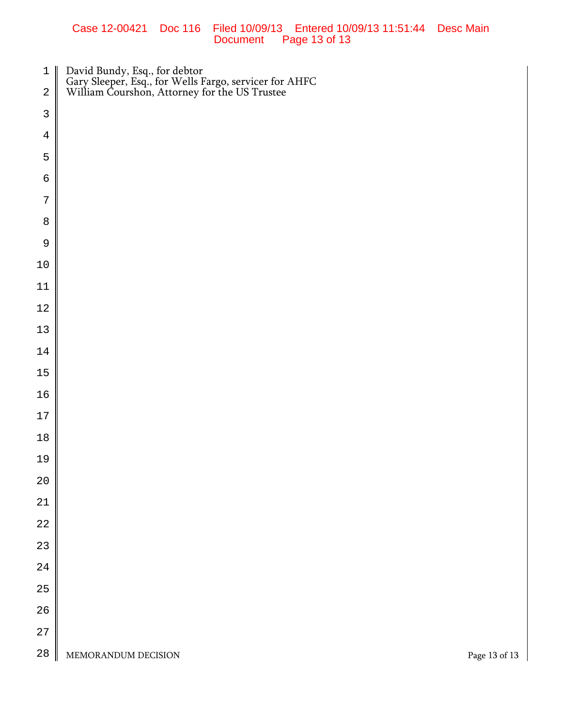David Bundy, Esq., for debtor
Gary Sleeper, Esq., for Wells Fargo, servicer for AHFC
William Courshon, Attorney for the US Trustee